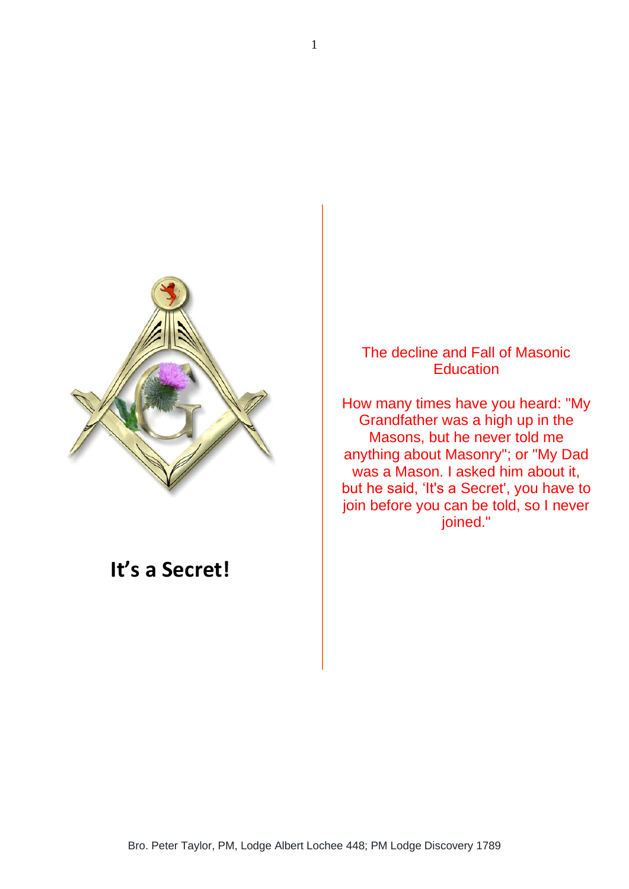# It's a Secret!

## The decline and Fall of Masonic Education

How many times have you heard: "My Grandfather was a high up in the Masons, but he never told me anything about Masonry"; or "My Dad was a Mason. I asked him about it, but he said, 'It's a Secret', you have to join before you can be told, so I never joined."

Bro. Peter Taylor, PM, Lodge Albert Lochee 448; PM Lodge Discovery 1789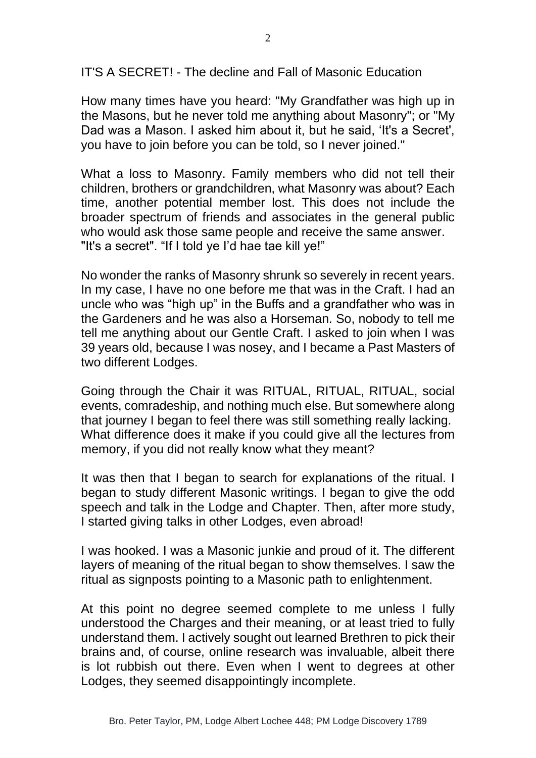IT'S A SECRET! - The decline and Fall of Masonic Education

How many times have you heard: "My Grandfather was high up in the Masons, but he never told me anything about Masonry"; or "My Dad was a Mason. I asked him about it, but he said, 'It's a Secret', you have to join before you can be told, so I never joined."

What a loss to Masonry. Family members who did not tell their children, brothers or grandchildren, what Masonry was about? Each time, another potential member lost. This does not include the broader spectrum of friends and associates in the general public who would ask those same people and receive the same answer. "It's a secret". "If I told ye I'd hae tae kill ye!"

No wonder the ranks of Masonry shrunk so severely in recent years. In my case, I have no one before me that was in the Craft. I had an uncle who was "high up" in the Buffs and a grandfather who was in the Gardeners and he was also a Horseman. So, nobody to tell me tell me anything about our Gentle Craft. I asked to join when I was 39 years old, because I was nosey, and I became a Past Masters of two different Lodges.

Going through the Chair it was RITUAL, RITUAL, RITUAL, social events, comradeship, and nothing much else. But somewhere along that journey I began to feel there was still something really lacking. What difference does it make if you could give all the lectures from memory, if you did not really know what they meant?

It was then that I began to search for explanations of the ritual. I began to study different Masonic writings. I began to give the odd speech and talk in the Lodge and Chapter. Then, after more study, I started giving talks in other Lodges, even abroad!

I was hooked. I was a Masonic junkie and proud of it. The different layers of meaning of the ritual began to show themselves. I saw the ritual as signposts pointing to a Masonic path to enlightenment.

At this point no degree seemed complete to me unless I fully understood the Charges and their meaning, or at least tried to fully understand them. I actively sought out learned Brethren to pick their brains and, of course, online research was invaluable, albeit there is lot rubbish out there. Even when I went to degrees at other Lodges, they seemed disappointingly incomplete.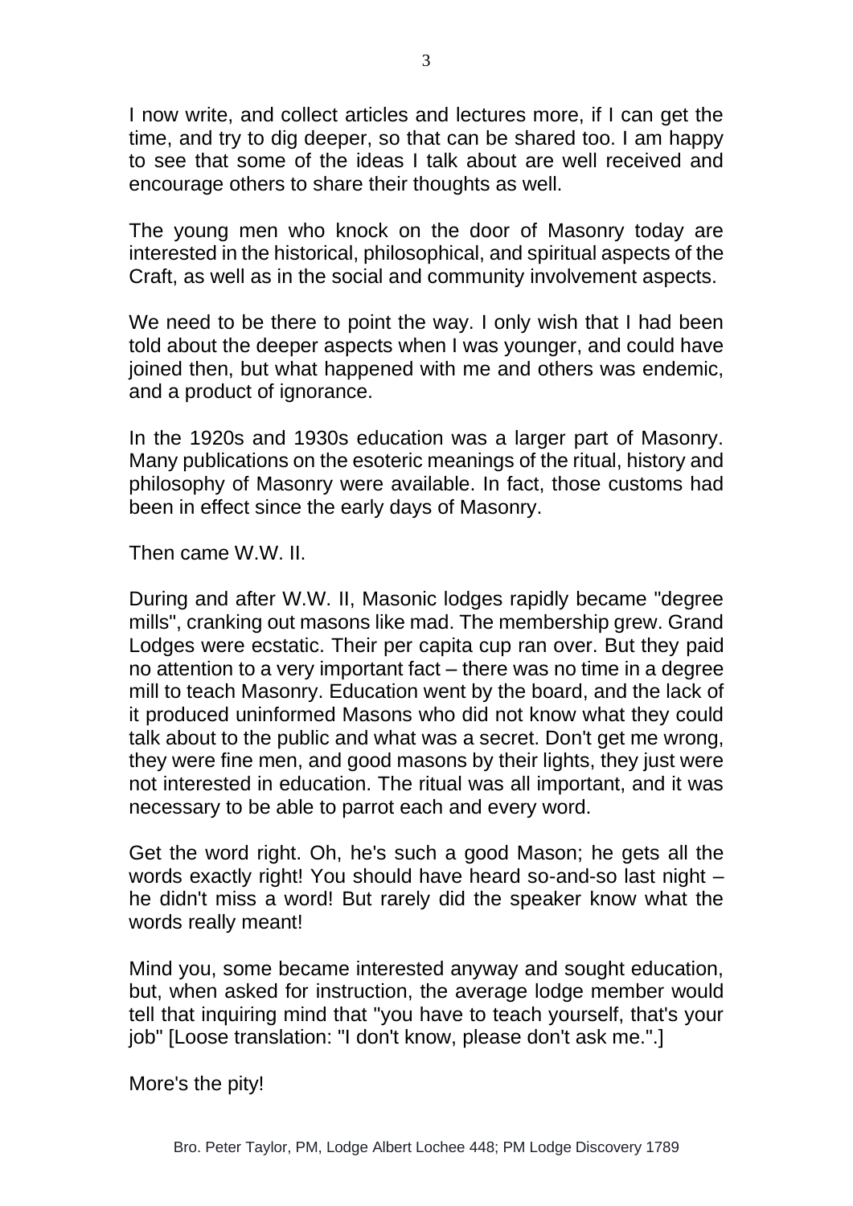I now write, and collect articles and lectures more, if I can get the time, and try to dig deeper, so that can be shared too. I am happy to see that some of the ideas I talk about are well received and encourage others to share their thoughts as well.

The young men who knock on the door of Masonry today are interested in the historical, philosophical, and spiritual aspects of the Craft, as well as in the social and community involvement aspects.

We need to be there to point the way. I only wish that I had been told about the deeper aspects when I was younger, and could have joined then, but what happened with me and others was endemic, and a product of ignorance.

In the 1920s and 1930s education was a larger part of Masonry. Many publications on the esoteric meanings of the ritual, history and philosophy of Masonry were available. In fact, those customs had been in effect since the early days of Masonry.

Then came W.W. II.

During and after W.W. II, Masonic lodges rapidly became "degree mills", cranking out masons like mad. The membership grew. Grand Lodges were ecstatic. Their per capita cup ran over. But they paid no attention to a very important fact – there was no time in a degree mill to teach Masonry. Education went by the board, and the lack of it produced uninformed Masons who did not know what they could talk about to the public and what was a secret. Don't get me wrong, they were fine men, and good masons by their lights, they just were not interested in education. The ritual was all important, and it was necessary to be able to parrot each and every word.

Get the word right. Oh, he's such a good Mason; he gets all the words exactly right! You should have heard so-and-so last night – he didn't miss a word! But rarely did the speaker know what the words really meant!

Mind you, some became interested anyway and sought education, but, when asked for instruction, the average lodge member would tell that inquiring mind that "you have to teach yourself, that's your job" [Loose translation: "I don't know, please don't ask me.".]

More's the pity!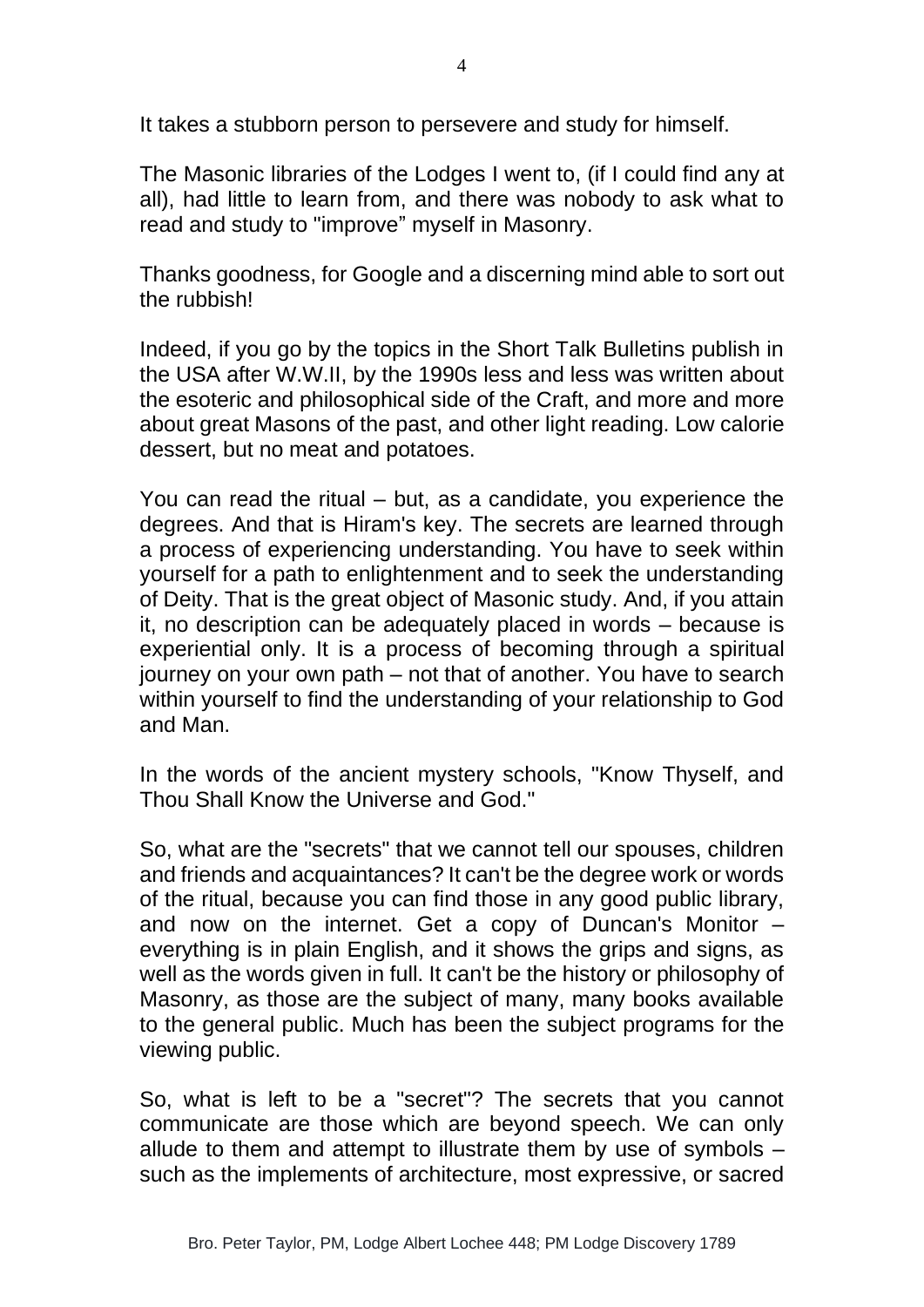It takes a stubborn person to persevere and study for himself.

The Masonic libraries of the Lodges I went to, (if I could find any at all), had little to learn from, and there was nobody to ask what to read and study to "improve" myself in Masonry.

Thanks goodness, for Google and a discerning mind able to sort out the rubbish!

Indeed, if you go by the topics in the Short Talk Bulletins publish in the USA after W.W.II, by the 1990s less and less was written about the esoteric and philosophical side of the Craft, and more and more about great Masons of the past, and other light reading. Low calorie dessert, but no meat and potatoes.

You can read the ritual – but, as a candidate, you experience the degrees. And that is Hiram's key. The secrets are learned through a process of experiencing understanding. You have to seek within yourself for a path to enlightenment and to seek the understanding of Deity. That is the great object of Masonic study. And, if you attain it, no description can be adequately placed in words – because is experiential only. It is a process of becoming through a spiritual journey on your own path – not that of another. You have to search within yourself to find the understanding of your relationship to God and Man.

In the words of the ancient mystery schools, "Know Thyself, and Thou Shall Know the Universe and God."

So, what are the "secrets" that we cannot tell our spouses, children and friends and acquaintances? It can't be the degree work or words of the ritual, because you can find those in any good public library, and now on the internet. Get a copy of Duncan's Monitor – everything is in plain English, and it shows the grips and signs, as well as the words given in full. It can't be the history or philosophy of Masonry, as those are the subject of many, many books available to the general public. Much has been the subject programs for the viewing public.

So, what is left to be a "secret"? The secrets that you cannot communicate are those which are beyond speech. We can only allude to them and attempt to illustrate them by use of symbols – such as the implements of architecture, most expressive, or sacred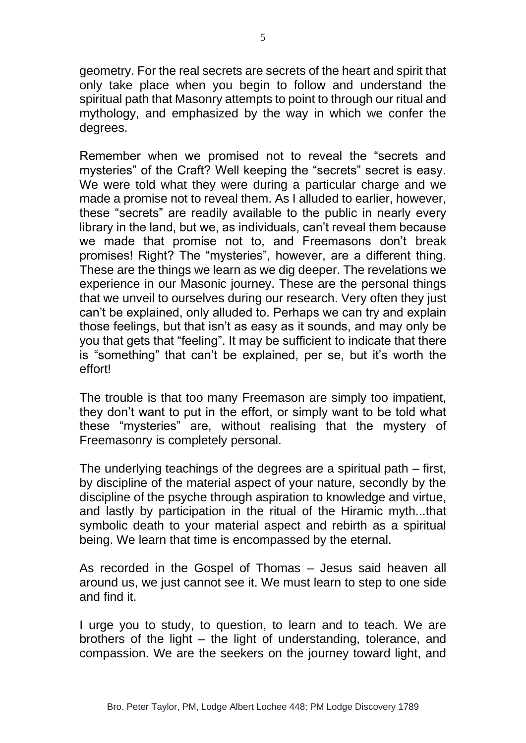geometry. For the real secrets are secrets of the heart and spirit that only take place when you begin to follow and understand the spiritual path that Masonry attempts to point to through our ritual and mythology, and emphasized by the way in which we confer the degrees.

Remember when we promised not to reveal the “secrets and mysteries” of the Craft? Well keeping the “secrets” secret is easy. We were told what they were during a particular charge and we made a promise not to reveal them. As I alluded to earlier, however, these “secrets” are readily available to the public in nearly every library in the land, but we, as individuals, can’t reveal them because we made that promise not to, and Freemasons don’t break promises! Right? The “mysteries”, however, are a different thing. These are the things we learn as we dig deeper. The revelations we experience in our Masonic journey. These are the personal things that we unveil to ourselves during our research. Very often they just can’t be explained, only alluded to. Perhaps we can try and explain those feelings, but that isn’t as easy as it sounds, and may only be you that gets that “feeling”. It may be sufficient to indicate that there is “something” that can’t be explained, per se, but it’s worth the effort!

The trouble is that too many Freemason are simply too impatient, they don’t want to put in the effort, or simply want to be told what these “mysteries” are, without realising that the mystery of Freemasonry is completely personal.

The underlying teachings of the degrees are a spiritual path – first, by discipline of the material aspect of your nature, secondly by the discipline of the psyche through aspiration to knowledge and virtue, and lastly by participation in the ritual of the Hiramic myth...that symbolic death to your material aspect and rebirth as a spiritual being. We learn that time is encompassed by the eternal.

As recorded in the Gospel of Thomas – Jesus said heaven all around us, we just cannot see it. We must learn to step to one side and find it.

I urge you to study, to question, to learn and to teach. We are brothers of the light – the light of understanding, tolerance, and compassion. We are the seekers on the journey toward light, and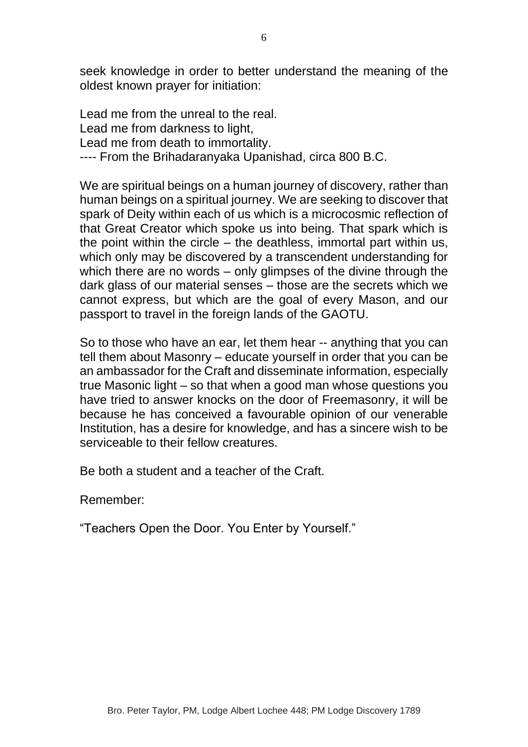seek knowledge in order to better understand the meaning of the oldest known prayer for initiation:

Lead me from the unreal to the real.
Lead me from darkness to light,
Lead me from death to immortality.
---- From the Brihadaranyaka Upanishad, circa 800 B.C.

We are spiritual beings on a human journey of discovery, rather than human beings on a spiritual journey. We are seeking to discover that spark of Deity within each of us which is a microcosmic reflection of that Great Creator which spoke us into being. That spark which is the point within the circle – the deathless, immortal part within us, which only may be discovered by a transcendent understanding for which there are no words – only glimpses of the divine through the dark glass of our material senses – those are the secrets which we cannot express, but which are the goal of every Mason, and our passport to travel in the foreign lands of the GAOTU.

So to those who have an ear, let them hear -- anything that you can tell them about Masonry – educate yourself in order that you can be an ambassador for the Craft and disseminate information, especially true Masonic light – so that when a good man whose questions you have tried to answer knocks on the door of Freemasonry, it will be because he has conceived a favourable opinion of our venerable Institution, has a desire for knowledge, and has a sincere wish to be serviceable to their fellow creatures.

Be both a student and a teacher of the Craft.

Remember:

"Teachers Open the Door. You Enter by Yourself."

Bro. Peter Taylor, PM, Lodge Albert Lochee 448; PM Lodge Discovery 1789